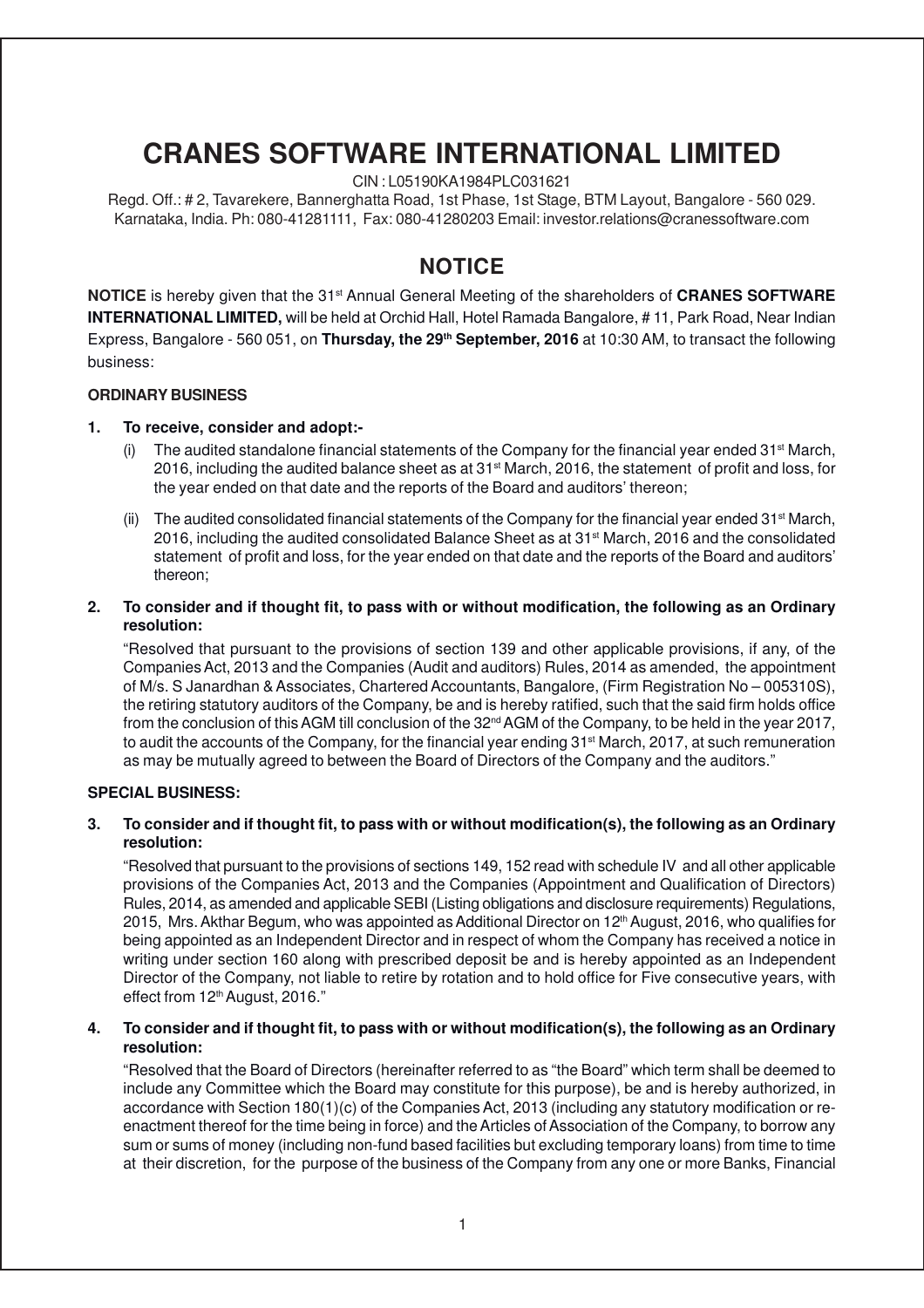# CRANES SOFTWARE INTERNATIONAL LIMITED

CIN : L05190KA1984PLC031621

Regd. Off.: # 2, Tavarekere, Bannerghatta Road, 1st Phase, 1st Stage, BTM Layout, Bangalore - 560 029. Karnataka, India. Ph: 080-41281111, Fax: 080-41280203 Email: investor.relations@cranessoftware.com

## NOTICE

**NOTICE** is hereby given that the 31st Annual General Meeting of the shareholders of **CRANES SOFTWARE INTERNATIONAL LIMITED,** will be held at Orchid Hall, Hotel Ramada Bangalore, # 11, Park Road, Near Indian Express, Bangalore - 560 051, on **Thursday, the 29th September, 2016** at 10:30 AM, to transact the following business:

### ORDINARY BUSINESS

1. **To receive, consider and adopt:-**
   (i) The audited standalone financial statements of the Company for the financial year ended 31st March, 2016, including the audited balance sheet as at 31st March, 2016, the statement of profit and loss, for the year ended on that date and the reports of the Board and auditors' thereon;

   (ii) The audited consolidated financial statements of the Company for the financial year ended 31st March, 2016, including the audited consolidated Balance Sheet as at 31st March, 2016 and the consolidated statement of profit and loss, for the year ended on that date and the reports of the Board and auditors' thereon;

2. **To consider and if thought fit, to pass with or without modification, the following as an Ordinary resolution:**

   "Resolved that pursuant to the provisions of section 139 and other applicable provisions, if any, of the Companies Act, 2013 and the Companies (Audit and auditors) Rules, 2014 as amended, the appointment of M/s. S Janardhan & Associates, Chartered Accountants, Bangalore, (Firm Registration No – 005310S), the retiring statutory auditors of the Company, be and is hereby ratified, such that the said firm holds office from the conclusion of this AGM till conclusion of the 32nd AGM of the Company, to be held in the year 2017, to audit the accounts of the Company, for the financial year ending 31st March, 2017, at such remuneration as may be mutually agreed to between the Board of Directors of the Company and the auditors."

### SPECIAL BUSINESS:

3. **To consider and if thought fit, to pass with or without modification(s), the following as an Ordinary resolution:**

   "Resolved that pursuant to the provisions of sections 149, 152 read with schedule IV and all other applicable provisions of the Companies Act, 2013 and the Companies (Appointment and Qualification of Directors) Rules, 2014, as amended and applicable SEBI (Listing obligations and disclosure requirements) Regulations, 2015, Mrs. Akthar Begum, who was appointed as Additional Director on 12th August, 2016, who qualifies for being appointed as an Independent Director and in respect of whom the Company has received a notice in writing under section 160 along with prescribed deposit be and is hereby appointed as an Independent Director of the Company, not liable to retire by rotation and to hold office for Five consecutive years, with effect from 12th August, 2016."

4. **To consider and if thought fit, to pass with or without modification(s), the following as an Ordinary resolution:**

   "Resolved that the Board of Directors (hereinafter referred to as "the Board" which term shall be deemed to include any Committee which the Board may constitute for this purpose), be and is hereby authorized, in accordance with Section 180(1)(c) of the Companies Act, 2013 (including any statutory modification or re-enactment thereof for the time being in force) and the Articles of Association of the Company, to borrow any sum or sums of money (including non-fund based facilities but excluding temporary loans) from time to time at their discretion, for the purpose of the business of the Company from any one or more Banks, Financial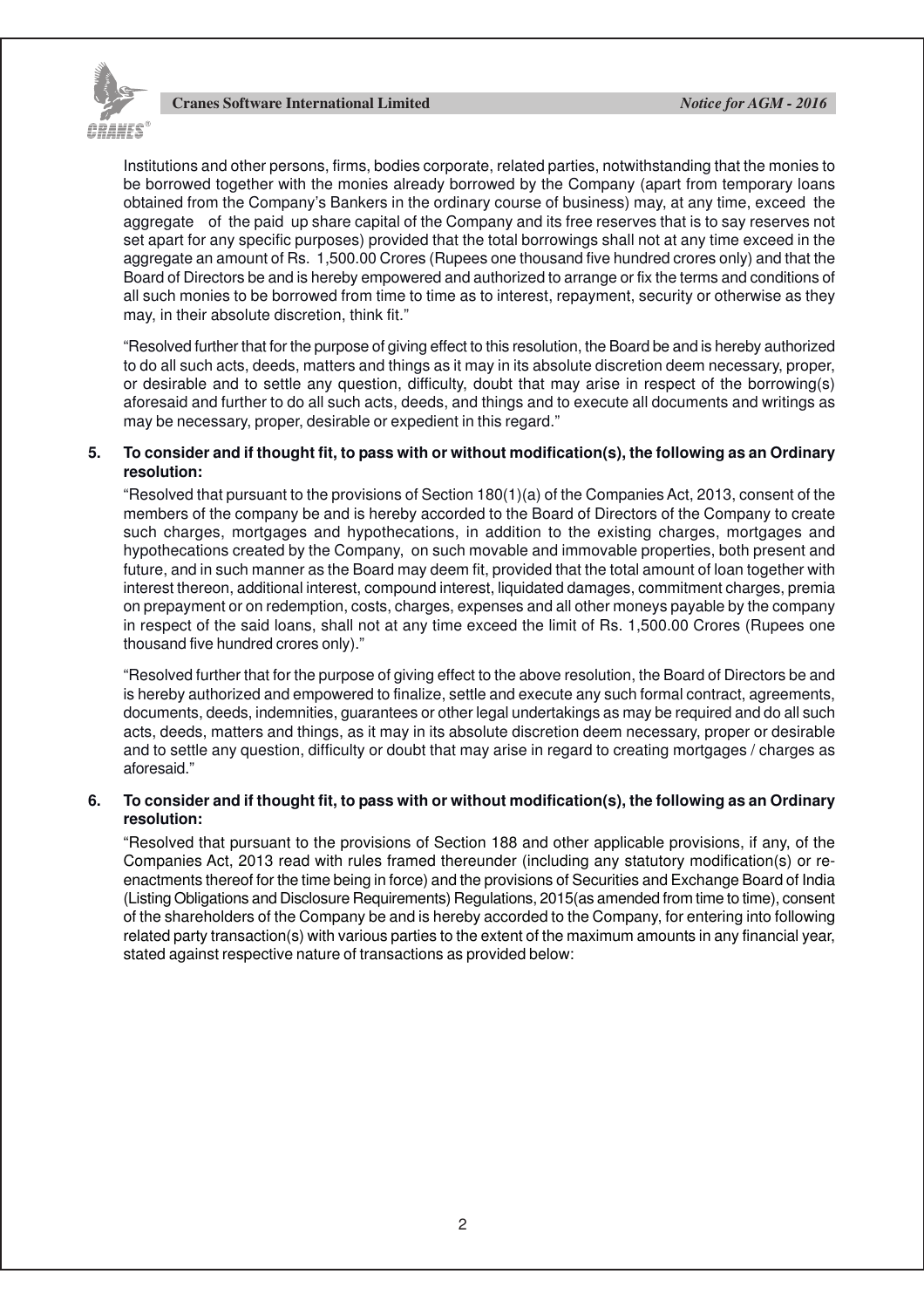Institutions and other persons, firms, bodies corporate, related parties, notwithstanding that the monies to be borrowed together with the monies already borrowed by the Company (apart from temporary loans obtained from the Company's Bankers in the ordinary course of business) may, at any time, exceed the aggregate of the paid up share capital of the Company and its free reserves that is to say reserves not set apart for any specific purposes) provided that the total borrowings shall not at any time exceed in the aggregate an amount of Rs. 1,500.00 Crores (Rupees one thousand five hundred crores only) and that the Board of Directors be and is hereby empowered and authorized to arrange or fix the terms and conditions of all such monies to be borrowed from time to time as to interest, repayment, security or otherwise as they may, in their absolute discretion, think fit."

"Resolved further that for the purpose of giving effect to this resolution, the Board be and is hereby authorized to do all such acts, deeds, matters and things as it may in its absolute discretion deem necessary, proper, or desirable and to settle any question, difficulty, doubt that may arise in respect of the borrowing(s) aforesaid and further to do all such acts, deeds, and things and to execute all documents and writings as may be necessary, proper, desirable or expedient in this regard."

**5. To consider and if thought fit, to pass with or without modification(s), the following as an Ordinary resolution:**

"Resolved that pursuant to the provisions of Section 180(1)(a) of the Companies Act, 2013, consent of the members of the company be and is hereby accorded to the Board of Directors of the Company to create such charges, mortgages and hypothecations, in addition to the existing charges, mortgages and hypothecations created by the Company, on such movable and immovable properties, both present and future, and in such manner as the Board may deem fit, provided that the total amount of loan together with interest thereon, additional interest, compound interest, liquidated damages, commitment charges, premia on prepayment or on redemption, costs, charges, expenses and all other moneys payable by the company in respect of the said loans, shall not at any time exceed the limit of Rs. 1,500.00 Crores (Rupees one thousand five hundred crores only)."

"Resolved further that for the purpose of giving effect to the above resolution, the Board of Directors be and is hereby authorized and empowered to finalize, settle and execute any such formal contract, agreements, documents, deeds, indemnities, guarantees or other legal undertakings as may be required and do all such acts, deeds, matters and things, as it may in its absolute discretion deem necessary, proper or desirable and to settle any question, difficulty or doubt that may arise in regard to creating mortgages / charges as aforesaid."

**6. To consider and if thought fit, to pass with or without modification(s), the following as an Ordinary resolution:**

"Resolved that pursuant to the provisions of Section 188 and other applicable provisions, if any, of the Companies Act, 2013 read with rules framed thereunder (including any statutory modification(s) or re-enactments thereof for the time being in force) and the provisions of Securities and Exchange Board of India (Listing Obligations and Disclosure Requirements) Regulations, 2015(as amended from time to time), consent of the shareholders of the Company be and is hereby accorded to the Company, for entering into following related party transaction(s) with various parties to the extent of the maximum amounts in any financial year, stated against respective nature of transactions as provided below: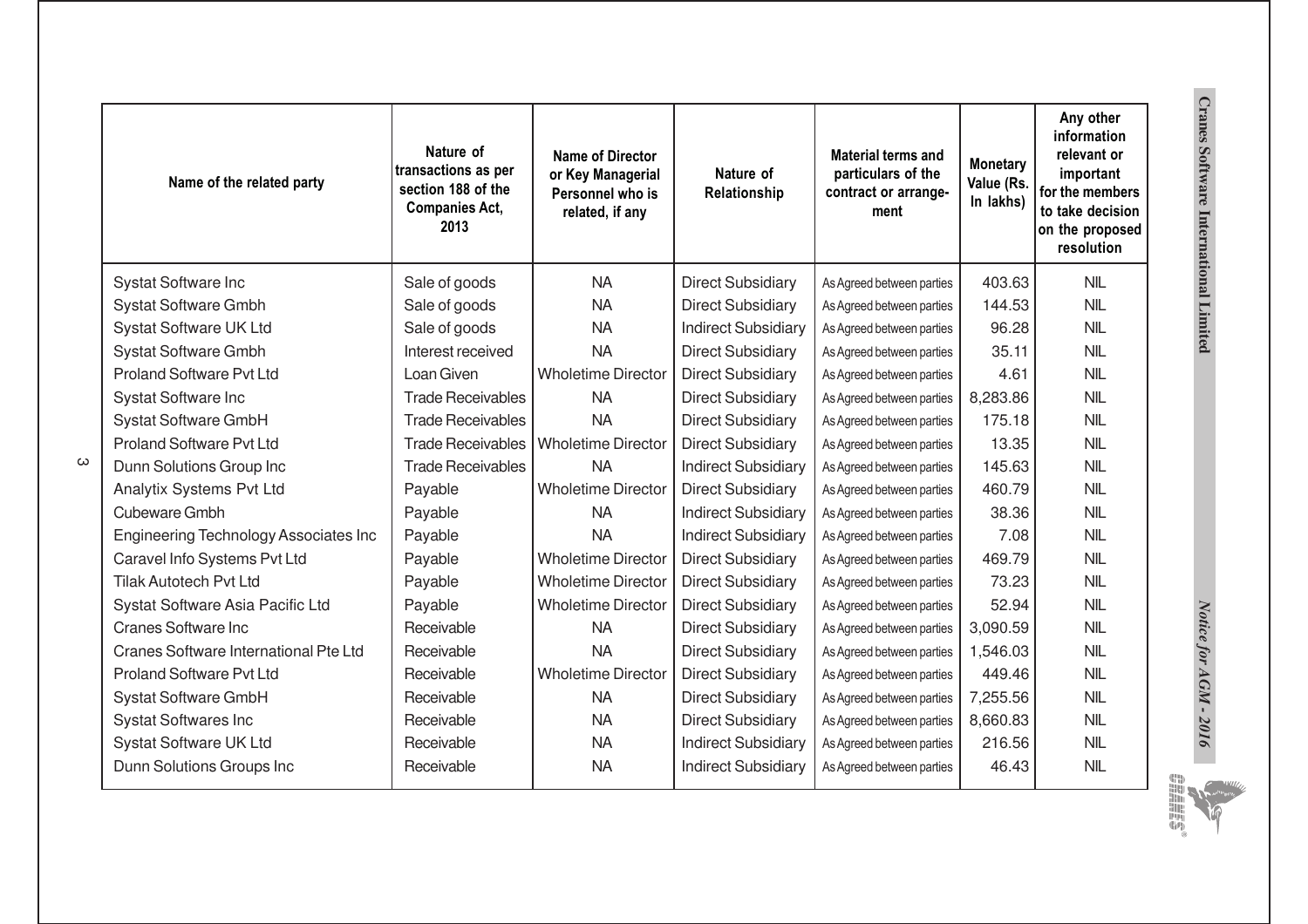| Name of the related party | Nature of transactions as per section 188 of the Companies Act, 2013 | Name of Director or Key Managerial Personnel who is related, if any | Nature of Relationship | Material terms and particulars of the contract or arrangement | Monetary Value (Rs. In lakhs) | Any other information relevant or important for the members to take decision on the proposed resolution |
|---|---|---|---|---|---|---|
| Systat Software Inc | Sale of goods | NA | Direct Subsidiary | As Agreed between parties | 403.63 | NIL |
| Systat Software Gmbh | Sale of goods | NA | Direct Subsidiary | As Agreed between parties | 144.53 | NIL |
| Systat Software UK Ltd | Sale of goods | NA | Indirect Subsidiary | As Agreed between parties | 96.28 | NIL |
| Systat Software Gmbh | Interest received | NA | Direct Subsidiary | As Agreed between parties | 35.11 | NIL |
| Proland Software Pvt Ltd | Loan Given | Wholetime Director | Direct Subsidiary | As Agreed between parties | 4.61 | NIL |
| Systat Software Inc | Trade Receivables | NA | Direct Subsidiary | As Agreed between parties | 8,283.86 | NIL |
| Systat Software GmbH | Trade Receivables | NA | Direct Subsidiary | As Agreed between parties | 175.18 | NIL |
| Proland Software Pvt Ltd | Trade Receivables | Wholetime Director | Direct Subsidiary | As Agreed between parties | 13.35 | NIL |
| Dunn Solutions Group Inc | Trade Receivables | NA | Indirect Subsidiary | As Agreed between parties | 145.63 | NIL |
| Analytix Systems Pvt Ltd | Payable | Wholetime Director | Direct Subsidiary | As Agreed between parties | 460.79 | NIL |
| Cubeware Gmbh | Payable | NA | Indirect Subsidiary | As Agreed between parties | 38.36 | NIL |
| Engineering Technology Associates Inc | Payable | NA | Indirect Subsidiary | As Agreed between parties | 7.08 | NIL |
| Caravel Info Systems Pvt Ltd | Payable | Wholetime Director | Direct Subsidiary | As Agreed between parties | 469.79 | NIL |
| Tilak Autotech Pvt Ltd | Payable | Wholetime Director | Direct Subsidiary | As Agreed between parties | 73.23 | NIL |
| Systat Software Asia Pacific Ltd | Payable | Wholetime Director | Direct Subsidiary | As Agreed between parties | 52.94 | NIL |
| Cranes Software Inc | Receivable | NA | Direct Subsidiary | As Agreed between parties | 3,090.59 | NIL |
| Cranes Software International Pte Ltd | Receivable | NA | Direct Subsidiary | As Agreed between parties | 1,546.03 | NIL |
| Proland Software Pvt Ltd | Receivable | Wholetime Director | Direct Subsidiary | As Agreed between parties | 449.46 | NIL |
| Systat Software GmbH | Receivable | NA | Direct Subsidiary | As Agreed between parties | 7,255.56 | NIL |
| Systat Softwares Inc | Receivable | NA | Direct Subsidiary | As Agreed between parties | 8,660.83 | NIL |
| Systat Software UK Ltd | Receivable | NA | Indirect Subsidiary | As Agreed between parties | 216.56 | NIL |
| Dunn Solutions Groups Inc | Receivable | NA | Indirect Subsidiary | As Agreed between parties | 46.43 | NIL |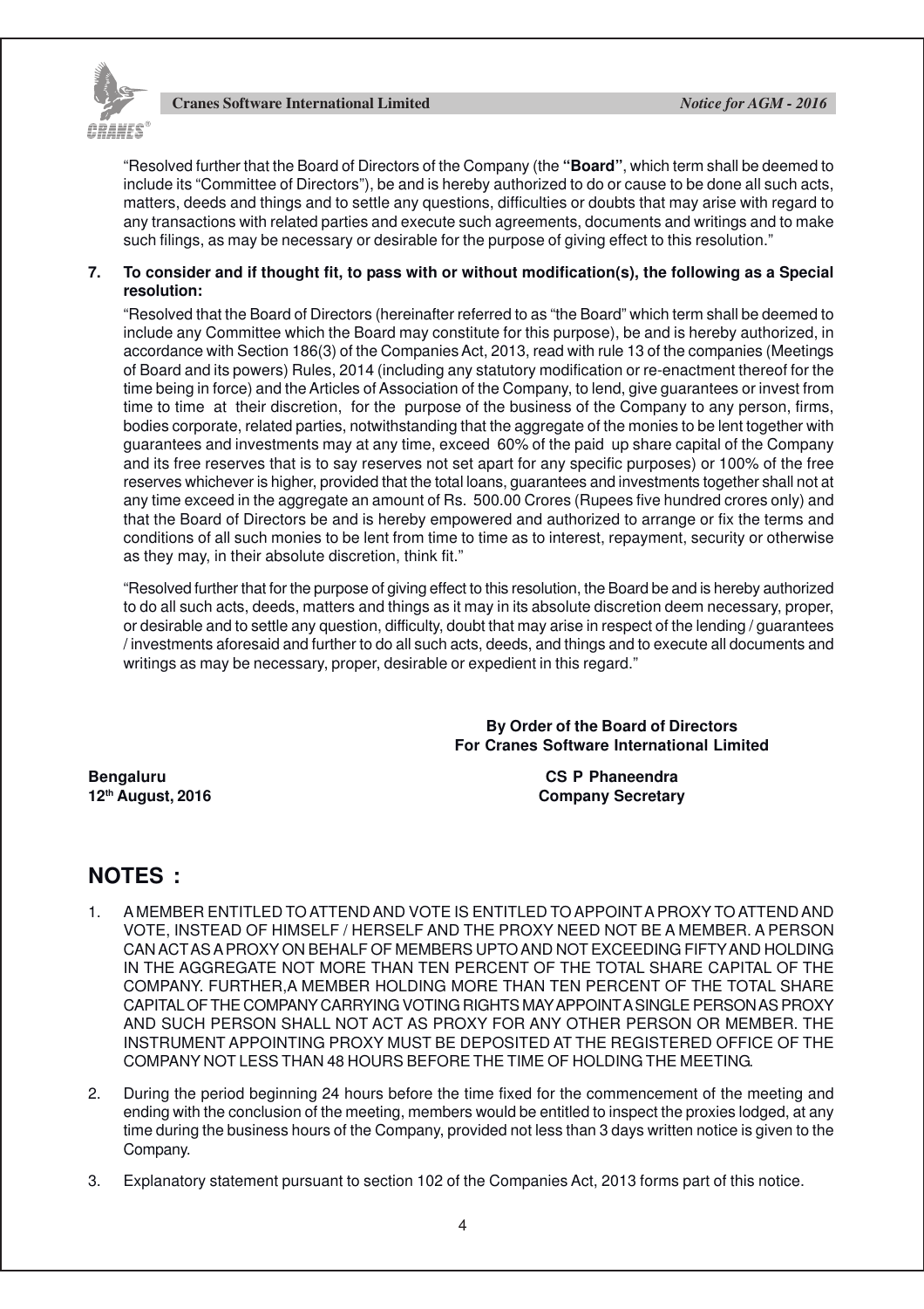"Resolved further that the Board of Directors of the Company (the **"Board"**, which term shall be deemed to include its "Committee of Directors"), be and is hereby authorized to do or cause to be done all such acts, matters, deeds and things and to settle any questions, difficulties or doubts that may arise with regard to any transactions with related parties and execute such agreements, documents and writings and to make such filings, as may be necessary or desirable for the purpose of giving effect to this resolution."

**7. To consider and if thought fit, to pass with or without modification(s), the following as a Special resolution:**

"Resolved that the Board of Directors (hereinafter referred to as "the Board" which term shall be deemed to include any Committee which the Board may constitute for this purpose), be and is hereby authorized, in accordance with Section 186(3) of the Companies Act, 2013, read with rule 13 of the companies (Meetings of Board and its powers) Rules, 2014 (including any statutory modification or re-enactment thereof for the time being in force) and the Articles of Association of the Company, to lend, give guarantees or invest from time to time at their discretion, for the purpose of the business of the Company to any person, firms, bodies corporate, related parties, notwithstanding that the aggregate of the monies to be lent together with guarantees and investments may at any time, exceed 60% of the paid up share capital of the Company and its free reserves that is to say reserves not set apart for any specific purposes) or 100% of the free reserves whichever is higher, provided that the total loans, guarantees and investments together shall not at any time exceed in the aggregate an amount of Rs. 500.00 Crores (Rupees five hundred crores only) and that the Board of Directors be and is hereby empowered and authorized to arrange or fix the terms and conditions of all such monies to be lent from time to time as to interest, repayment, security or otherwise as they may, in their absolute discretion, think fit."

"Resolved further that for the purpose of giving effect to this resolution, the Board be and is hereby authorized to do all such acts, deeds, matters and things as it may in its absolute discretion deem necessary, proper, or desirable and to settle any question, difficulty, doubt that may arise in respect of the lending / guarantees / investments aforesaid and further to do all such acts, deeds, and things and to execute all documents and writings as may be necessary, proper, desirable or expedient in this regard."

**By Order of the Board of Directors**
**For Cranes Software International Limited**

**Bengaluru**
**12th August, 2016**

**CS P Phaneendra**
**Company Secretary**

## NOTES :

1. A MEMBER ENTITLED TO ATTEND AND VOTE IS ENTITLED TO APPOINT A PROXY TO ATTEND AND VOTE, INSTEAD OF HIMSELF / HERSELF AND THE PROXY NEED NOT BE A MEMBER. A PERSON CAN ACT AS A PROXY ON BEHALF OF MEMBERS UPTO AND NOT EXCEEDING FIFTY AND HOLDING IN THE AGGREGATE NOT MORE THAN TEN PERCENT OF THE TOTAL SHARE CAPITAL OF THE COMPANY. FURTHER,A MEMBER HOLDING MORE THAN TEN PERCENT OF THE TOTAL SHARE CAPITAL OF THE COMPANY CARRYING VOTING RIGHTS MAY APPOINT A SINGLE PERSON AS PROXY AND SUCH PERSON SHALL NOT ACT AS PROXY FOR ANY OTHER PERSON OR MEMBER. THE INSTRUMENT APPOINTING PROXY MUST BE DEPOSITED AT THE REGISTERED OFFICE OF THE COMPANY NOT LESS THAN 48 HOURS BEFORE THE TIME OF HOLDING THE MEETING.

2. During the period beginning 24 hours before the time fixed for the commencement of the meeting and ending with the conclusion of the meeting, members would be entitled to inspect the proxies lodged, at any time during the business hours of the Company, provided not less than 3 days written notice is given to the Company.

3. Explanatory statement pursuant to section 102 of the Companies Act, 2013 forms part of this notice.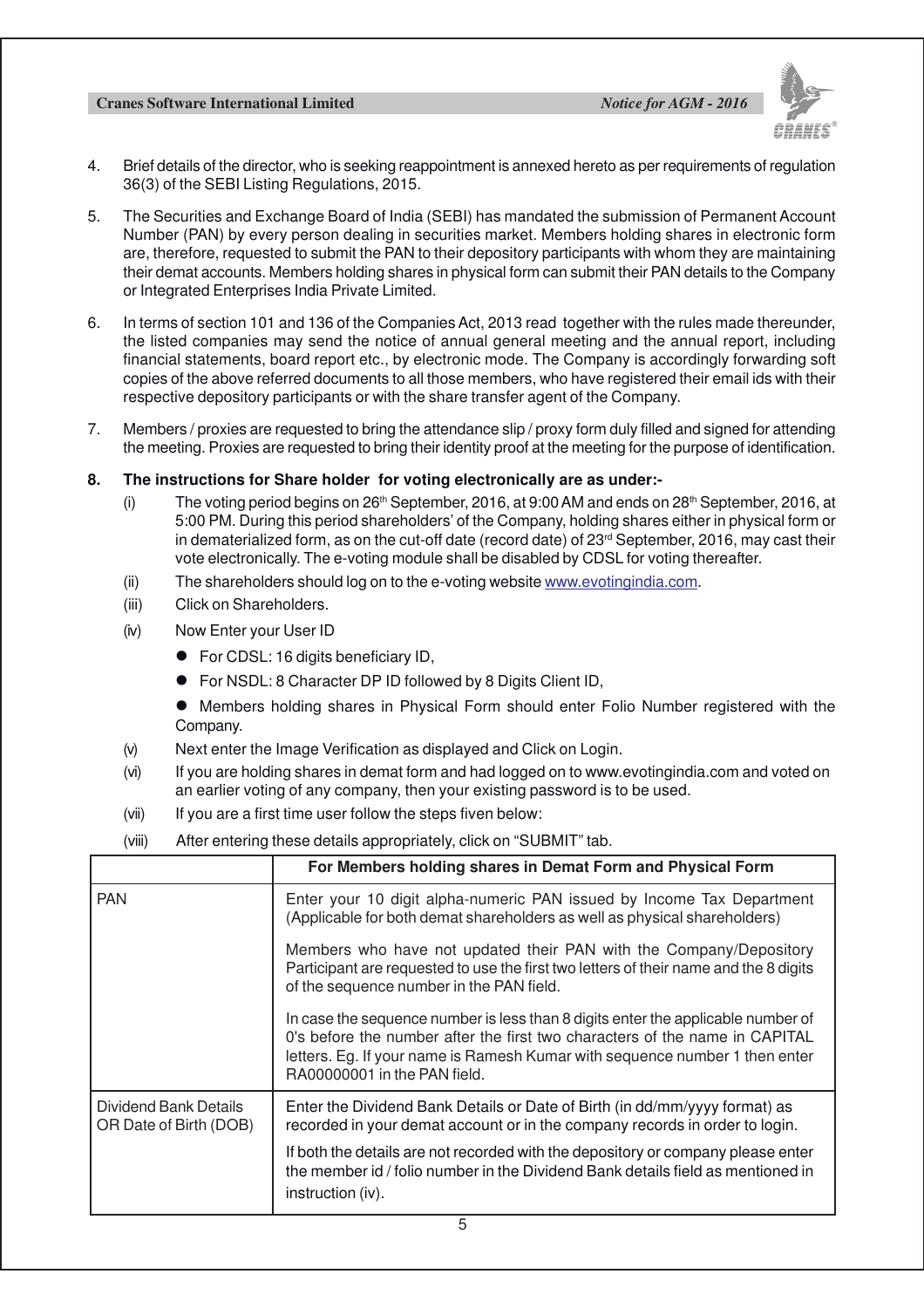4. Brief details of the director, who is seeking reappointment is annexed hereto as per requirements of regulation 36(3) of the SEBI Listing Regulations, 2015.

5. The Securities and Exchange Board of India (SEBI) has mandated the submission of Permanent Account Number (PAN) by every person dealing in securities market. Members holding shares in electronic form are, therefore, requested to submit the PAN to their depository participants with whom they are maintaining their demat accounts. Members holding shares in physical form can submit their PAN details to the Company or Integrated Enterprises India Private Limited.

6. In terms of section 101 and 136 of the Companies Act, 2013 read together with the rules made thereunder, the listed companies may send the notice of annual general meeting and the annual report, including financial statements, board report etc., by electronic mode. The Company is accordingly forwarding soft copies of the above referred documents to all those members, who have registered their email ids with their respective depository participants or with the share transfer agent of the Company.

7. Members / proxies are requested to bring the attendance slip / proxy form duly filled and signed for attending the meeting. Proxies are requested to bring their identity proof at the meeting for the purpose of identification.

**8. The instructions for Share holder for voting electronically are as under:-**

(i) The voting period begins on 26th September, 2016, at 9:00 AM and ends on 28th September, 2016, at 5:00 PM. During this period shareholders' of the Company, holding shares either in physical form or in dematerialized form, as on the cut-off date (record date) of 23rd September, 2016, may cast their vote electronically. The e-voting module shall be disabled by CDSL for voting thereafter.

(ii) The shareholders should log on to the e-voting website www.evotingindia.com.

(iii) Click on Shareholders.

(iv) Now Enter your User ID

- For CDSL: 16 digits beneficiary ID,
- For NSDL: 8 Character DP ID followed by 8 Digits Client ID,
- Members holding shares in Physical Form should enter Folio Number registered with the Company.

(v) Next enter the Image Verification as displayed and Click on Login.

(vi) If you are holding shares in demat form and had logged on to www.evotingindia.com and voted on an earlier voting of any company, then your existing password is to be used.

(vii) If you are a first time user follow the steps fiven below:

(viii) After entering these details appropriately, click on "SUBMIT" tab.

| | For Members holding shares in Demat Form and Physical Form |
|---|---|
| PAN | Enter your 10 digit alpha-numeric PAN issued by Income Tax Department (Applicable for both demat shareholders as well as physical shareholders)<br><br>Members who have not updated their PAN with the Company/Depository Participant are requested to use the first two letters of their name and the 8 digits of the sequence number in the PAN field.<br><br>In case the sequence number is less than 8 digits enter the applicable number of 0's before the number after the first two characters of the name in CAPITAL letters. Eg. If your name is Ramesh Kumar with sequence number 1 then enter RA00000001 in the PAN field. |
| Dividend Bank Details OR Date of Birth (DOB) | Enter the Dividend Bank Details or Date of Birth (in dd/mm/yyyy format) as recorded in your demat account or in the company records in order to login.<br><br>If both the details are not recorded with the depository or company please enter the member id / folio number in the Dividend Bank details field as mentioned in instruction (iv). |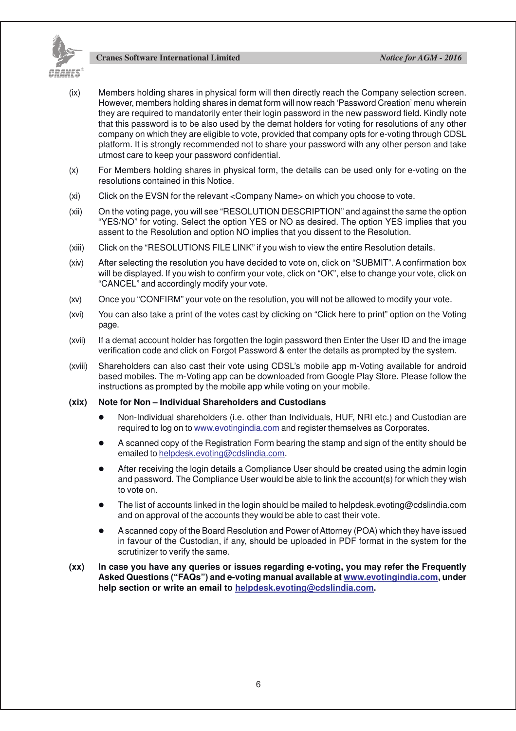(ix) Members holding shares in physical form will then directly reach the Company selection screen. However, members holding shares in demat form will now reach 'Password Creation' menu wherein they are required to mandatorily enter their login password in the new password field. Kindly note that this password is to be also used by the demat holders for voting for resolutions of any other company on which they are eligible to vote, provided that company opts for e-voting through CDSL platform. It is strongly recommended not to share your password with any other person and take utmost care to keep your password confidential.

(x) For Members holding shares in physical form, the details can be used only for e-voting on the resolutions contained in this Notice.

(xi) Click on the EVSN for the relevant <Company Name> on which you choose to vote.

(xii) On the voting page, you will see "RESOLUTION DESCRIPTION" and against the same the option "YES/NO" for voting. Select the option YES or NO as desired. The option YES implies that you assent to the Resolution and option NO implies that you dissent to the Resolution.

(xiii) Click on the "RESOLUTIONS FILE LINK" if you wish to view the entire Resolution details.

(xiv) After selecting the resolution you have decided to vote on, click on "SUBMIT". A confirmation box will be displayed. If you wish to confirm your vote, click on "OK", else to change your vote, click on "CANCEL" and accordingly modify your vote.

(xv) Once you "CONFIRM" your vote on the resolution, you will not be allowed to modify your vote.

(xvi) You can also take a print of the votes cast by clicking on "Click here to print" option on the Voting page.

(xvii) If a demat account holder has forgotten the login password then Enter the User ID and the image verification code and click on Forgot Password & enter the details as prompted by the system.

(xviii) Shareholders can also cast their vote using CDSL's mobile app m-Voting available for android based mobiles. The m-Voting app can be downloaded from Google Play Store. Please follow the instructions as prompted by the mobile app while voting on your mobile.

**(xix) Note for Non – Individual Shareholders and Custodians**

- Non-Individual shareholders (i.e. other than Individuals, HUF, NRI etc.) and Custodian are required to log on to www.evotingindia.com and register themselves as Corporates.
- A scanned copy of the Registration Form bearing the stamp and sign of the entity should be emailed to helpdesk.evoting@cdslindia.com.
- After receiving the login details a Compliance User should be created using the admin login and password. The Compliance User would be able to link the account(s) for which they wish to vote on.
- The list of accounts linked in the login should be mailed to helpdesk.evoting@cdslindia.com and on approval of the accounts they would be able to cast their vote.
- A scanned copy of the Board Resolution and Power of Attorney (POA) which they have issued in favour of the Custodian, if any, should be uploaded in PDF format in the system for the scrutinizer to verify the same.

**(xx) In case you have any queries or issues regarding e-voting, you may refer the Frequently Asked Questions ("FAQs") and e-voting manual available at www.evotingindia.com, under help section or write an email to helpdesk.evoting@cdslindia.com.**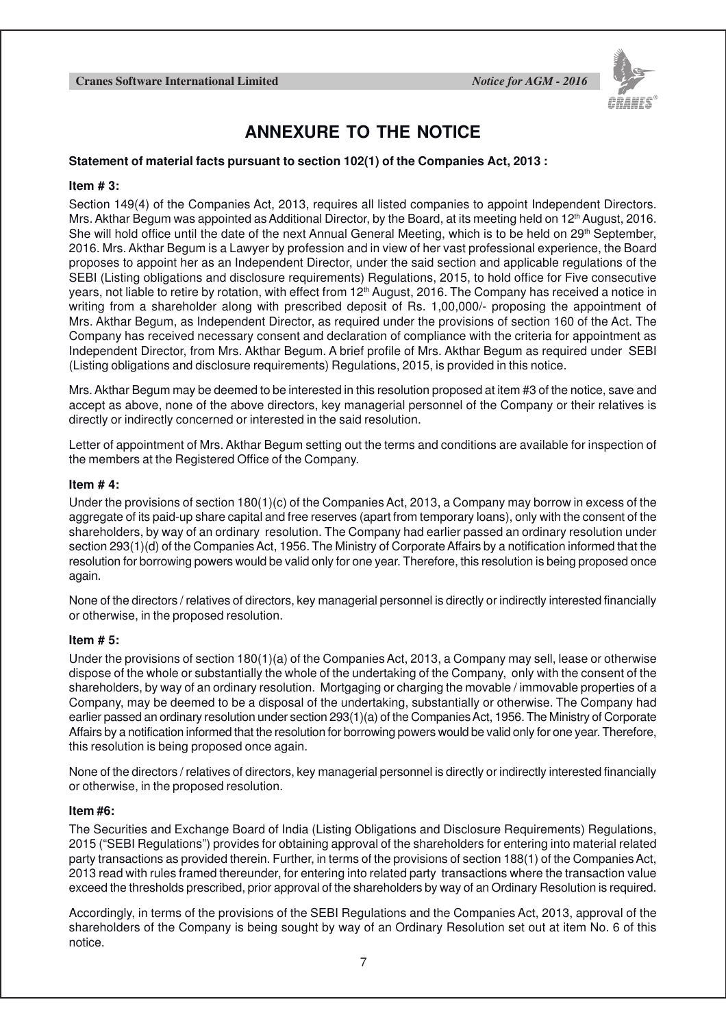# ANNEXURE TO THE NOTICE

**Statement of material facts pursuant to section 102(1) of the Companies Act, 2013 :**

**Item # 3:**

Section 149(4) of the Companies Act, 2013, requires all listed companies to appoint Independent Directors. Mrs. Akthar Begum was appointed as Additional Director, by the Board, at its meeting held on 12th August, 2016. She will hold office until the date of the next Annual General Meeting, which is to be held on 29th September, 2016. Mrs. Akthar Begum is a Lawyer by profession and in view of her vast professional experience, the Board proposes to appoint her as an Independent Director, under the said section and applicable regulations of the SEBI (Listing obligations and disclosure requirements) Regulations, 2015, to hold office for Five consecutive years, not liable to retire by rotation, with effect from 12th August, 2016. The Company has received a notice in writing from a shareholder along with prescribed deposit of Rs. 1,00,000/- proposing the appointment of Mrs. Akthar Begum, as Independent Director, as required under the provisions of section 160 of the Act. The Company has received necessary consent and declaration of compliance with the criteria for appointment as Independent Director, from Mrs. Akthar Begum. A brief profile of Mrs. Akthar Begum as required under SEBI (Listing obligations and disclosure requirements) Regulations, 2015, is provided in this notice.

Mrs. Akthar Begum may be deemed to be interested in this resolution proposed at item #3 of the notice, save and accept as above, none of the above directors, key managerial personnel of the Company or their relatives is directly or indirectly concerned or interested in the said resolution.

Letter of appointment of Mrs. Akthar Begum setting out the terms and conditions are available for inspection of the members at the Registered Office of the Company.

**Item # 4:**

Under the provisions of section 180(1)(c) of the Companies Act, 2013, a Company may borrow in excess of the aggregate of its paid-up share capital and free reserves (apart from temporary loans), only with the consent of the shareholders, by way of an ordinary resolution. The Company had earlier passed an ordinary resolution under section 293(1)(d) of the Companies Act, 1956. The Ministry of Corporate Affairs by a notification informed that the resolution for borrowing powers would be valid only for one year. Therefore, this resolution is being proposed once again.

None of the directors / relatives of directors, key managerial personnel is directly or indirectly interested financially or otherwise, in the proposed resolution.

**Item # 5:**

Under the provisions of section 180(1)(a) of the Companies Act, 2013, a Company may sell, lease or otherwise dispose of the whole or substantially the whole of the undertaking of the Company, only with the consent of the shareholders, by way of an ordinary resolution. Mortgaging or charging the movable / immovable properties of a Company, may be deemed to be a disposal of the undertaking, substantially or otherwise. The Company had earlier passed an ordinary resolution under section 293(1)(a) of the Companies Act, 1956. The Ministry of Corporate Affairs by a notification informed that the resolution for borrowing powers would be valid only for one year. Therefore, this resolution is being proposed once again.

None of the directors / relatives of directors, key managerial personnel is directly or indirectly interested financially or otherwise, in the proposed resolution.

**Item #6:**

The Securities and Exchange Board of India (Listing Obligations and Disclosure Requirements) Regulations, 2015 ("SEBI Regulations") provides for obtaining approval of the shareholders for entering into material related party transactions as provided therein. Further, in terms of the provisions of section 188(1) of the Companies Act, 2013 read with rules framed thereunder, for entering into related party transactions where the transaction value exceed the thresholds prescribed, prior approval of the shareholders by way of an Ordinary Resolution is required.

Accordingly, in terms of the provisions of the SEBI Regulations and the Companies Act, 2013, approval of the shareholders of the Company is being sought by way of an Ordinary Resolution set out at item No. 6 of this notice.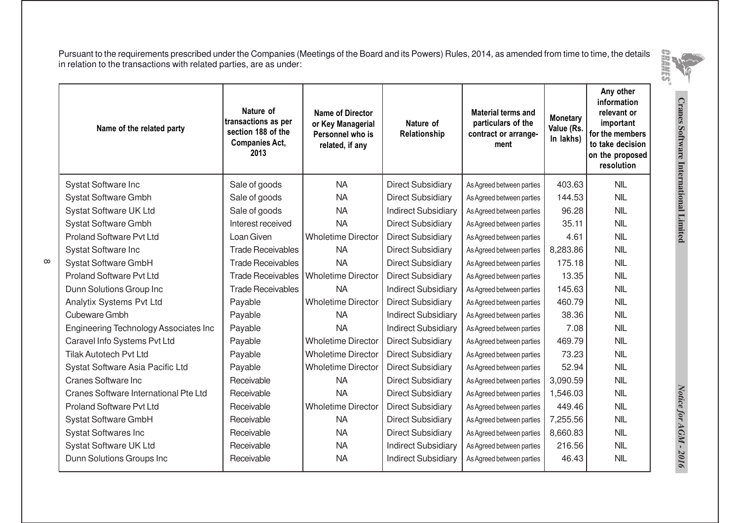Pursuant to the requirements prescribed under the Companies (Meetings of the Board and its Powers) Rules, 2014, as amended from time to time, the details in relation to the transactions with related parties, are as under:

| Name of the related party | Nature of transactions as per section 188 of the Companies Act, 2013 | Name of Director or Key Managerial Personnel who is related, if any | Nature of Relationship | Material terms and particulars of the contract or arrangement | Monetary Value (Rs. In lakhs) | Any other information relevant or important for the members to take decision on the proposed resolution |
|---|---|---|---|---|---|---|
| Systat Software Inc | Sale of goods | NA | Direct Subsidiary | As Agreed between parties | 403.63 | NIL |
| Systat Software Gmbh | Sale of goods | NA | Direct Subsidiary | As Agreed between parties | 144.53 | NIL |
| Systat Software UK Ltd | Sale of goods | NA | Indirect Subsidiary | As Agreed between parties | 96.28 | NIL |
| Systat Software Gmbh | Interest received | NA | Direct Subsidiary | As Agreed between parties | 35.11 | NIL |
| Proland Software Pvt Ltd | Loan Given | Wholetime Director | Direct Subsidiary | As Agreed between parties | 4.61 | NIL |
| Systat Software Inc | Trade Receivables | NA | Direct Subsidiary | As Agreed between parties | 8,283.86 | NIL |
| Systat Software GmbH | Trade Receivables | NA | Direct Subsidiary | As Agreed between parties | 175.18 | NIL |
| Proland Software Pvt Ltd | Trade Receivables | Wholetime Director | Direct Subsidiary | As Agreed between parties | 13.35 | NIL |
| Dunn Solutions Group Inc | Trade Receivables | NA | Indirect Subsidiary | As Agreed between parties | 145.63 | NIL |
| Analytix Systems Pvt Ltd | Payable | Wholetime Director | Direct Subsidiary | As Agreed between parties | 460.79 | NIL |
| Cubeware Gmbh | Payable | NA | Indirect Subsidiary | As Agreed between parties | 38.36 | NIL |
| Engineering Technology Associates Inc | Payable | NA | Indirect Subsidiary | As Agreed between parties | 7.08 | NIL |
| Caravel Info Systems Pvt Ltd | Payable | Wholetime Director | Direct Subsidiary | As Agreed between parties | 469.79 | NIL |
| Tilak Autotech Pvt Ltd | Payable | Wholetime Director | Direct Subsidiary | As Agreed between parties | 73.23 | NIL |
| Systat Software Asia Pacific Ltd | Payable | Wholetime Director | Direct Subsidiary | As Agreed between parties | 52.94 | NIL |
| Cranes Software Inc | Receivable | NA | Direct Subsidiary | As Agreed between parties | 3,090.59 | NIL |
| Cranes Software International Pte Ltd | Receivable | NA | Direct Subsidiary | As Agreed between parties | 1,546.03 | NIL |
| Proland Software Pvt Ltd | Receivable | Wholetime Director | Direct Subsidiary | As Agreed between parties | 449.46 | NIL |
| Systat Software GmbH | Receivable | NA | Direct Subsidiary | As Agreed between parties | 7,255.56 | NIL |
| Systat Softwares Inc | Receivable | NA | Direct Subsidiary | As Agreed between parties | 8,660.83 | NIL |
| Systat Software UK Ltd | Receivable | NA | Indirect Subsidiary | As Agreed between parties | 216.56 | NIL |
| Dunn Solutions Groups Inc | Receivable | NA | Indirect Subsidiary | As Agreed between parties | 46.43 | NIL |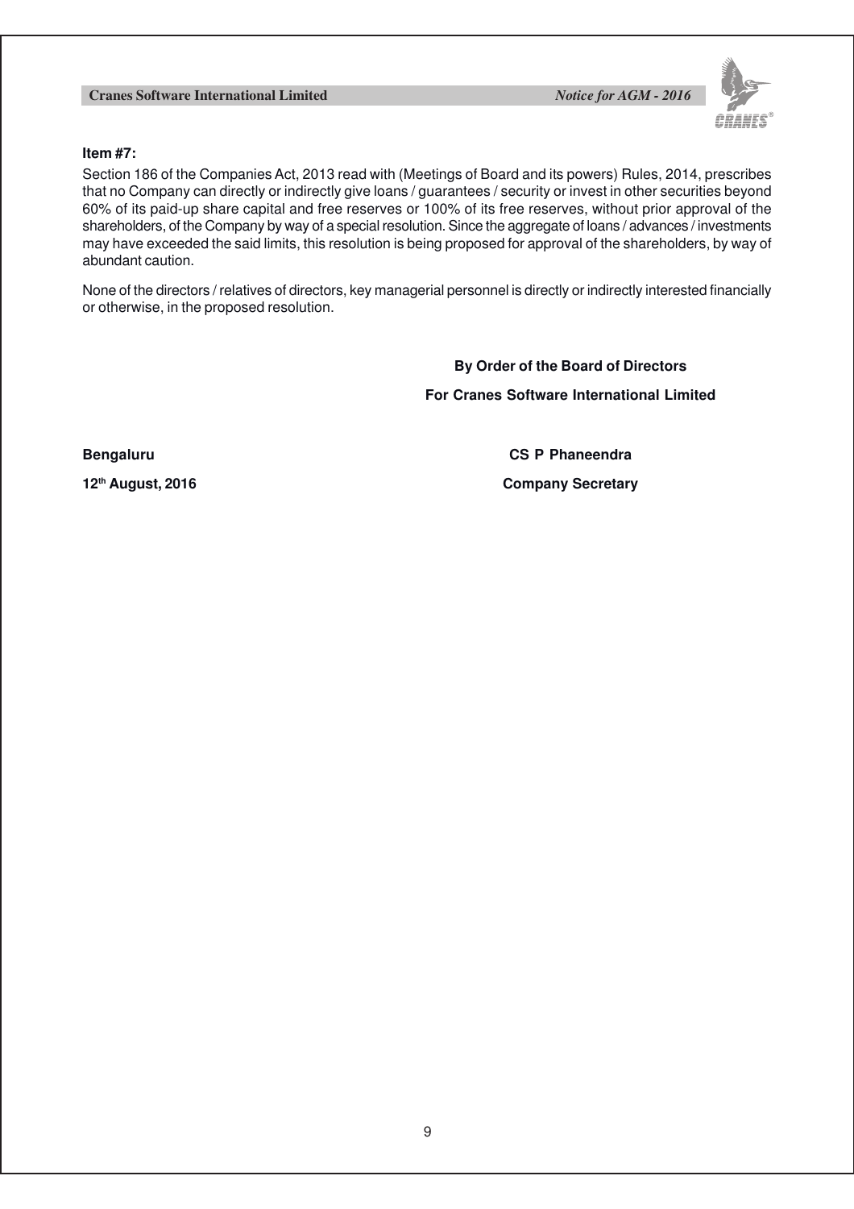**Item #7:**

Section 186 of the Companies Act, 2013 read with (Meetings of Board and its powers) Rules, 2014, prescribes that no Company can directly or indirectly give loans / guarantees / security or invest in other securities beyond 60% of its paid-up share capital and free reserves or 100% of its free reserves, without prior approval of the shareholders, of the Company by way of a special resolution. Since the aggregate of loans / advances / investments may have exceeded the said limits, this resolution is being proposed for approval of the shareholders, by way of abundant caution.

None of the directors / relatives of directors, key managerial personnel is directly or indirectly interested financially or otherwise, in the proposed resolution.

**By Order of the Board of Directors**

**For Cranes Software International Limited**

**Bengaluru**

**12th August, 2016**

**CS P Phaneendra**

**Company Secretary**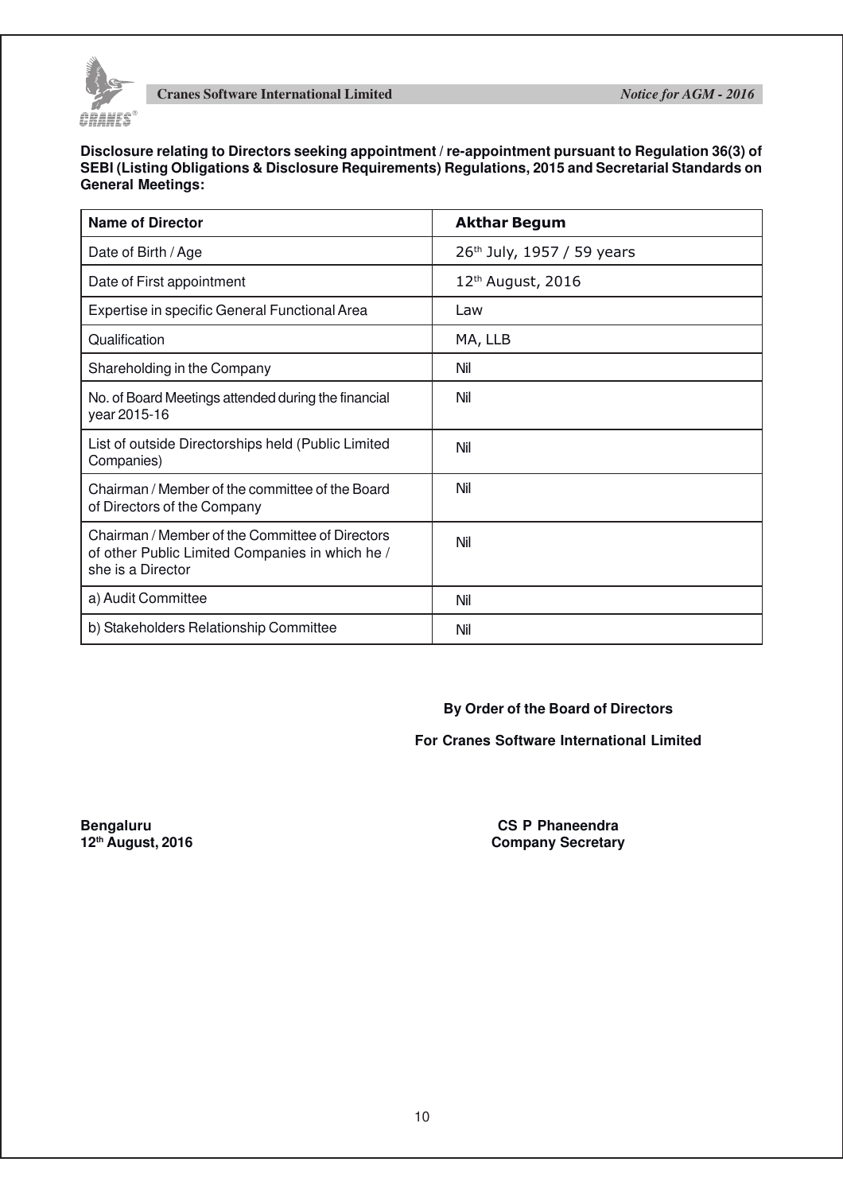**Disclosure relating to Directors seeking appointment / re-appointment pursuant to Regulation 36(3) of SEBI (Listing Obligations & Disclosure Requirements) Regulations, 2015 and Secretarial Standards on General Meetings:**

| Name of Director | Akthar Begum |
|---|---|
| Date of Birth / Age | 26th July, 1957 / 59 years |
| Date of First appointment | 12th August, 2016 |
| Expertise in specific General Functional Area | Law |
| Qualification | MA, LLB |
| Shareholding in the Company | Nil |
| No. of Board Meetings attended during the financial year 2015-16 | Nil |
| List of outside Directorships held (Public Limited Companies) | Nil |
| Chairman / Member of the committee of the Board of Directors of the Company | Nil |
| Chairman / Member of the Committee of Directors of other Public Limited Companies in which he / she is a Director | Nil |
| a) Audit Committee | Nil |
| b) Stakeholders Relationship Committee | Nil |

**By Order of the Board of Directors**

**For Cranes Software International Limited**

**Bengaluru**
**12th August, 2016**

**CS P Phaneendra**
**Company Secretary**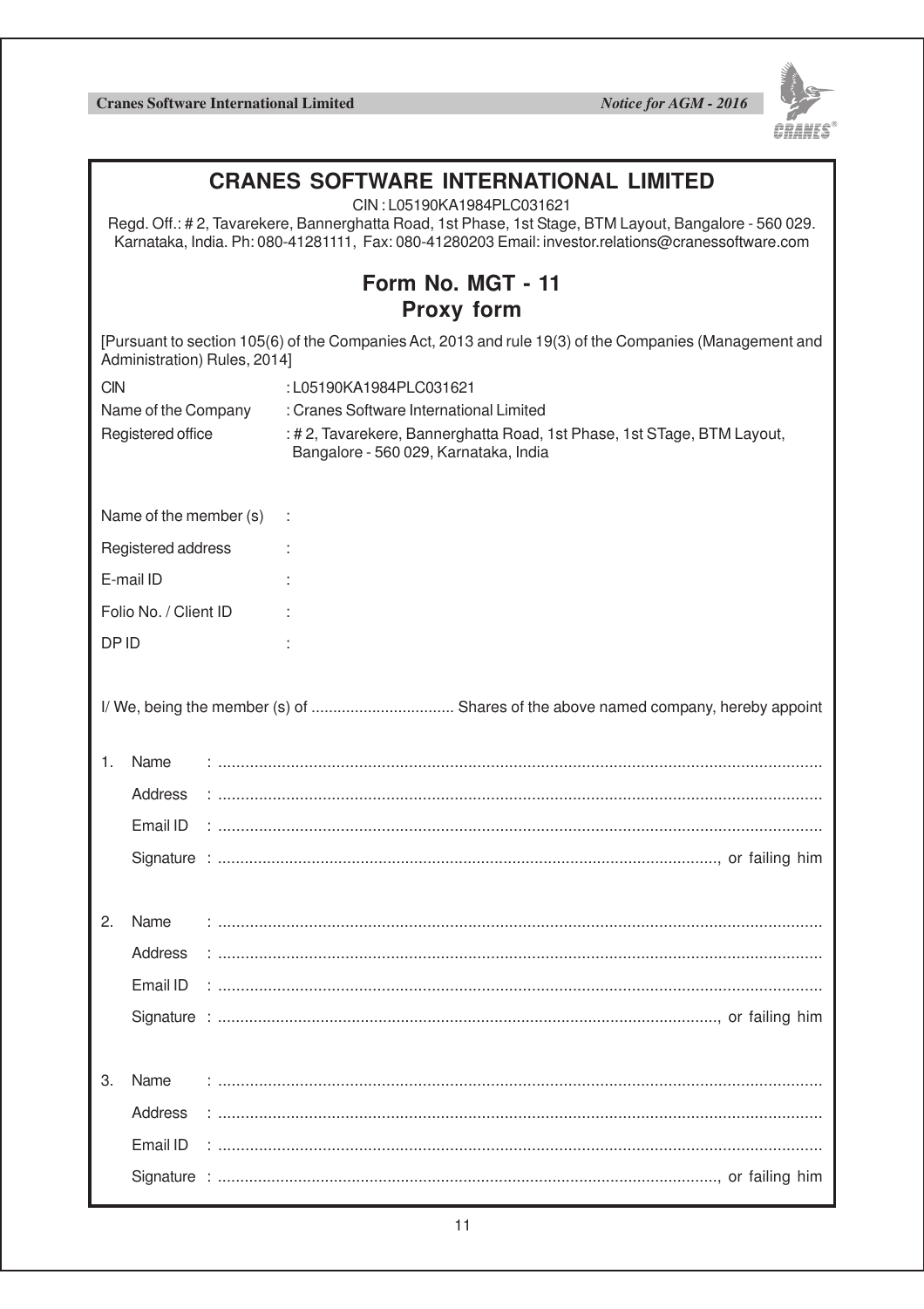# CRANES SOFTWARE INTERNATIONAL LIMITED

CIN : L05190KA1984PLC031621

Regd. Off.: # 2, Tavarekere, Bannerghatta Road, 1st Phase, 1st Stage, BTM Layout, Bangalore - 560 029. Karnataka, India. Ph: 080-41281111, Fax: 080-41280203 Email: investor.relations@cranessoftware.com

## Form No. MGT - 11

## Proxy form

[Pursuant to section 105(6) of the Companies Act, 2013 and rule 19(3) of the Companies (Management and Administration) Rules, 2014]

CIN : L05190KA1984PLC031621

Name of the Company : Cranes Software International Limited

Registered office : # 2, Tavarekere, Bannerghatta Road, 1st Phase, 1st STage, BTM Layout, Bangalore - 560 029, Karnataka, India

Name of the member (s) :

Registered address :

E-mail ID :

Folio No. / Client ID :

DP ID :

I/ We, being the member (s) of ................................ Shares of the above named company, hereby appoint

1. Name : ...........................................................................................................................

   Address : ...........................................................................................................................

   Email ID : ...........................................................................................................................

   Signature : ..............................................................................................................., or failing him

2. Name : ...........................................................................................................................

   Address : ...........................................................................................................................

   Email ID : ...........................................................................................................................

   Signature : ..............................................................................................................., or failing him

3. Name : ...........................................................................................................................

   Address : ...........................................................................................................................

   Email ID : ...........................................................................................................................

   Signature : ..............................................................................................................., or failing him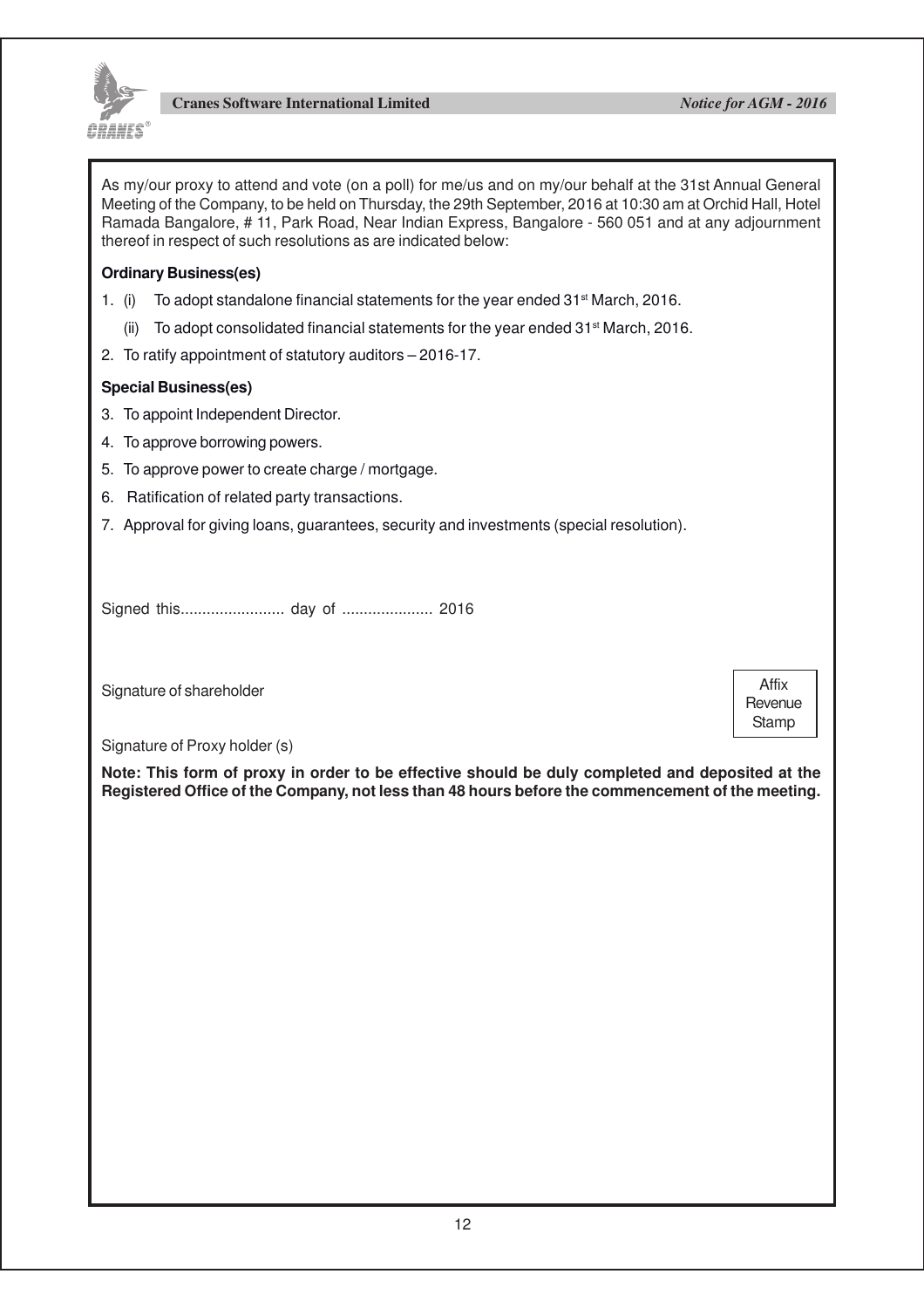As my/our proxy to attend and vote (on a poll) for me/us and on my/our behalf at the 31st Annual General Meeting of the Company, to be held on Thursday, the 29th September, 2016 at 10:30 am at Orchid Hall, Hotel Ramada Bangalore, # 11, Park Road, Near Indian Express, Bangalore - 560 051 and at any adjournment thereof in respect of such resolutions as are indicated below:

**Ordinary Business(es)**

1. (i) To adopt standalone financial statements for the year ended 31st March, 2016.

   (ii) To adopt consolidated financial statements for the year ended 31st March, 2016.

2. To ratify appointment of statutory auditors – 2016-17.

**Special Business(es)**

3. To appoint Independent Director.
4. To approve borrowing powers.
5. To approve power to create charge / mortgage.
6. Ratification of related party transactions.
7. Approval for giving loans, guarantees, security and investments (special resolution).

Signed this........................ day of .................... 2016

Signature of shareholder

Affix Revenue Stamp

Signature of Proxy holder (s)

**Note: This form of proxy in order to be effective should be duly completed and deposited at the Registered Office of the Company, not less than 48 hours before the commencement of the meeting.**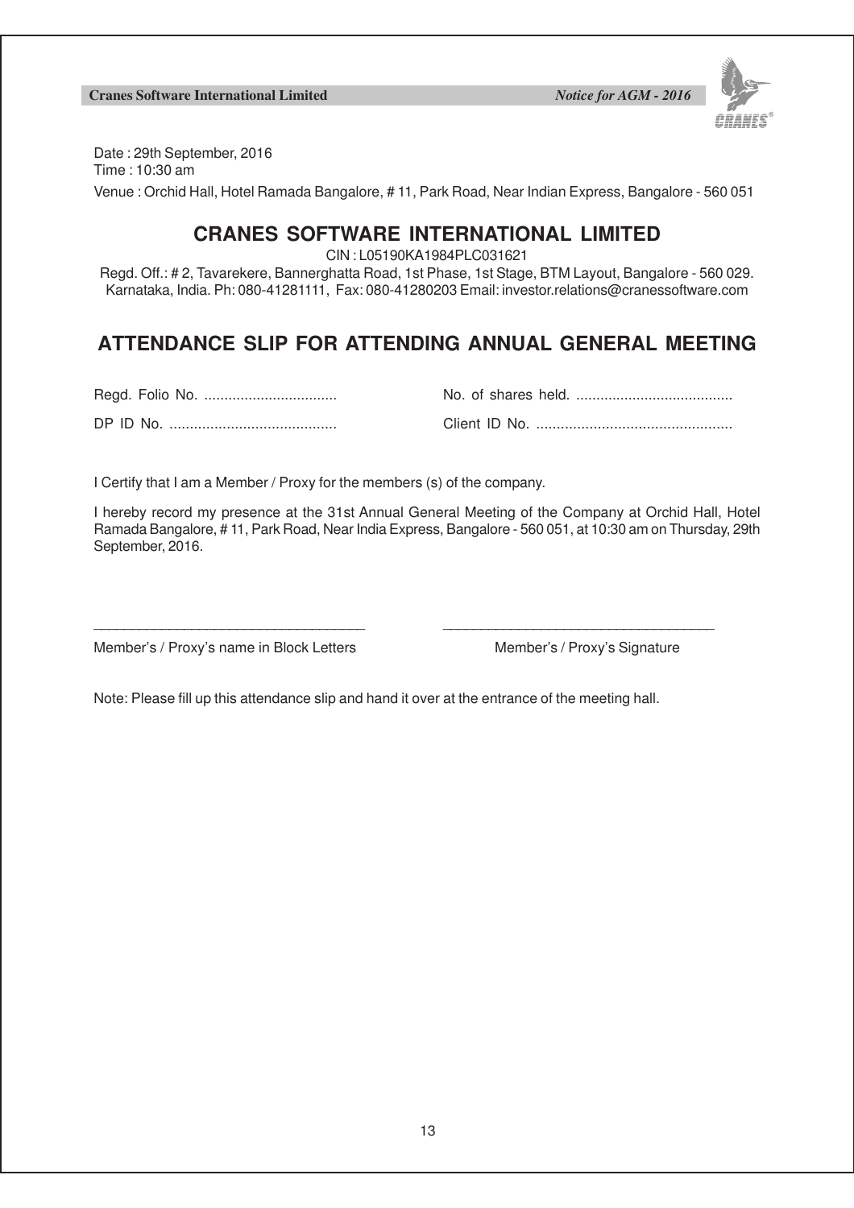Date : 29th September, 2016
Time : 10:30 am

Venue : Orchid Hall, Hotel Ramada Bangalore, # 11, Park Road, Near Indian Express, Bangalore - 560 051

# CRANES SOFTWARE INTERNATIONAL LIMITED

CIN : L05190KA1984PLC031621

Regd. Off.: # 2, Tavarekere, Bannerghatta Road, 1st Phase, 1st Stage, BTM Layout, Bangalore - 560 029. Karnataka, India. Ph: 080-41281111, Fax: 080-41280203 Email: investor.relations@cranessoftware.com

## ATTENDANCE SLIP FOR ATTENDING ANNUAL GENERAL MEETING

Regd. Folio No. ................................ No. of shares held. ......................................

DP ID No. ......................................... Client ID No. ................................................

I Certify that I am a Member / Proxy for the members (s) of the company.

I hereby record my presence at the 31st Annual General Meeting of the Company at Orchid Hall, Hotel Ramada Bangalore, # 11, Park Road, Near India Express, Bangalore - 560 051, at 10:30 am on Thursday, 29th September, 2016.

\_\_\_\_\_\_\_\_\_\_\_\_\_\_\_\_\_\_\_\_\_\_\_\_\_\_\_\_\_\_\_\_\_\_ \_\_\_\_\_\_\_\_\_\_\_\_\_\_\_\_\_\_\_\_\_\_\_\_\_\_\_\_\_\_\_\_\_\_

Member's / Proxy's name in Block Letters Member's / Proxy's Signature

Note: Please fill up this attendance slip and hand it over at the entrance of the meeting hall.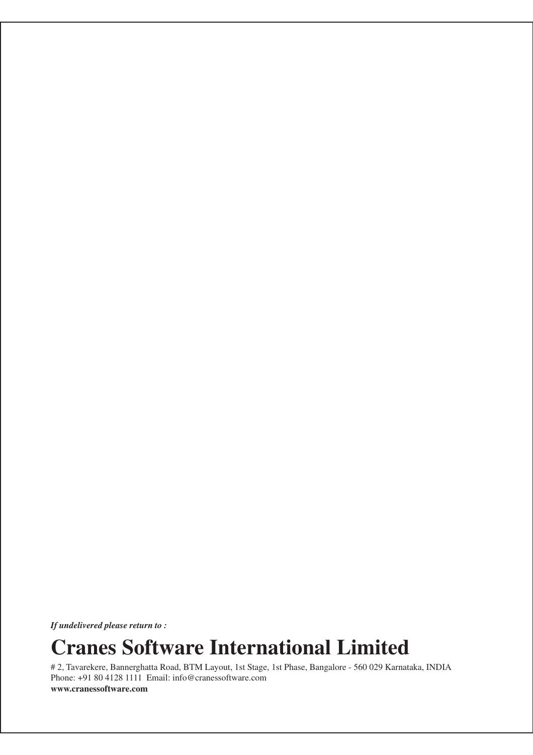***If undelivered please return to :***

# Cranes Software International Limited

# 2, Tavarekere, Bannerghatta Road, BTM Layout, 1st Stage, 1st Phase, Bangalore - 560 029 Karnataka, INDIA
Phone: +91 80 4128 1111 Email: info@cranessoftware.com
**www.cranessoftware.com**